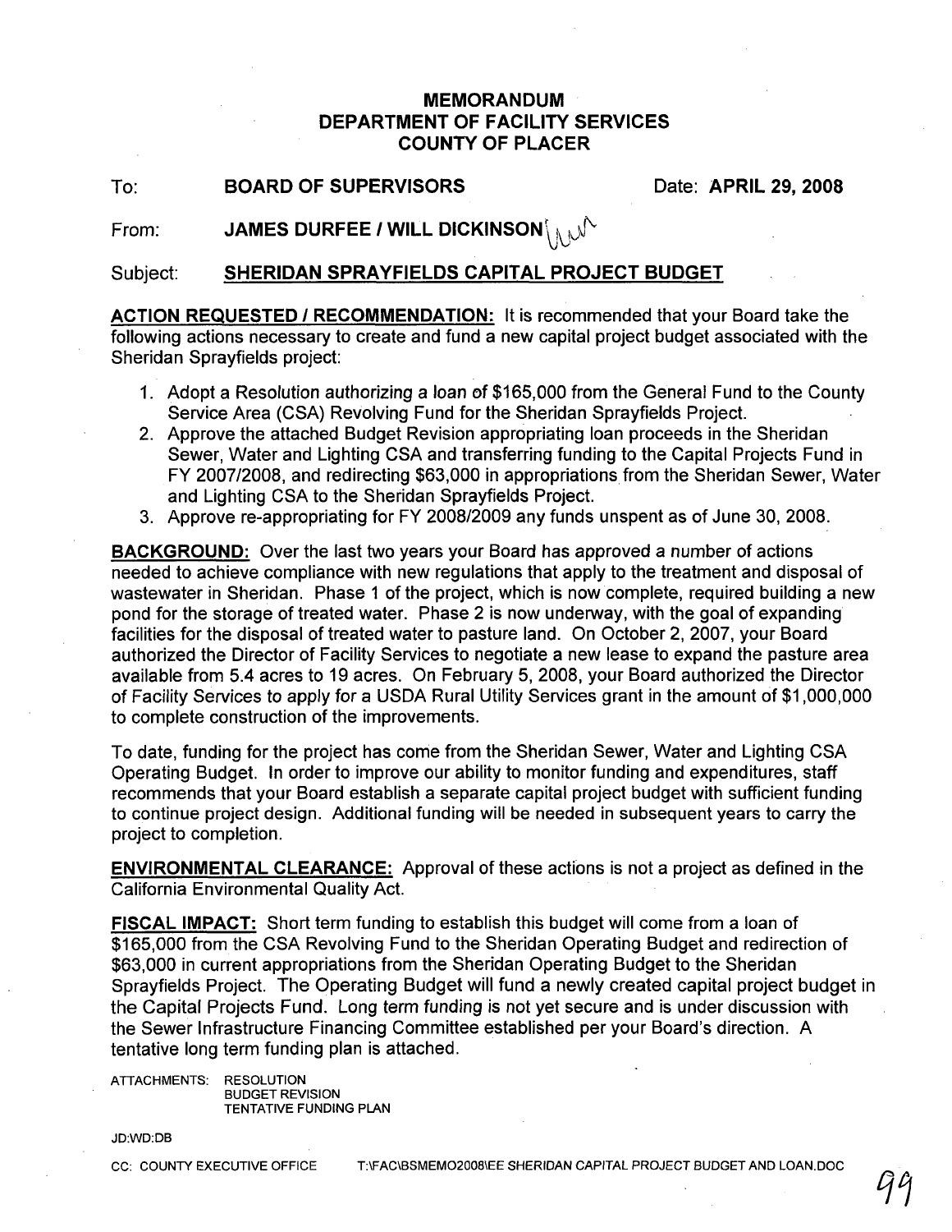# MEMORANDUM
# DEPARTMENT OF FACILITY SERVICES
# COUNTY OF PLACER

To: **BOARD OF SUPERVISORS** Date: **APRIL 29, 2008**

From: **JAMES DURFEE / WILL DICKINSON**

Subject: **SHERIDAN SPRAYFIELDS CAPITAL PROJECT BUDGET**

**ACTION REQUESTED / RECOMMENDATION:** It is recommended that your Board take the following actions necessary to create and fund a new capital project budget associated with the Sheridan Sprayfields project:

1. Adopt a Resolution authorizing a loan of $165,000 from the General Fund to the County Service Area (CSA) Revolving Fund for the Sheridan Sprayfields Project.
2. Approve the attached Budget Revision appropriating loan proceeds in the Sheridan Sewer, Water and Lighting CSA and transferring funding to the Capital Projects Fund in FY 2007/2008, and redirecting $63,000 in appropriations from the Sheridan Sewer, Water and Lighting CSA to the Sheridan Sprayfields Project.
3. Approve re-appropriating for FY 2008/2009 any funds unspent as of June 30, 2008.

**BACKGROUND:** Over the last two years your Board has approved a number of actions needed to achieve compliance with new regulations that apply to the treatment and disposal of wastewater in Sheridan. Phase 1 of the project, which is now complete, required building a new pond for the storage of treated water. Phase 2 is now underway, with the goal of expanding facilities for the disposal of treated water to pasture land. On October 2, 2007, your Board authorized the Director of Facility Services to negotiate a new lease to expand the pasture area available from 5.4 acres to 19 acres. On February 5, 2008, your Board authorized the Director of Facility Services to apply for a USDA Rural Utility Services grant in the amount of $1,000,000 to complete construction of the improvements.

To date, funding for the project has come from the Sheridan Sewer, Water and Lighting CSA Operating Budget. In order to improve our ability to monitor funding and expenditures, staff recommends that your Board establish a separate capital project budget with sufficient funding to continue project design. Additional funding will be needed in subsequent years to carry the project to completion.

**ENVIRONMENTAL CLEARANCE:** Approval of these actions is not a project as defined in the California Environmental Quality Act.

**FISCAL IMPACT:** Short term funding to establish this budget will come from a loan of $165,000 from the CSA Revolving Fund to the Sheridan Operating Budget and redirection of $63,000 in current appropriations from the Sheridan Operating Budget to the Sheridan Sprayfields Project. The Operating Budget will fund a newly created capital project budget in the Capital Projects Fund. Long term funding is not yet secure and is under discussion with the Sewer Infrastructure Financing Committee established per your Board's direction. A tentative long term funding plan is attached.

ATTACHMENTS: RESOLUTION
BUDGET REVISION
TENTATIVE FUNDING PLAN

JD:WD:DB

CC: COUNTY EXECUTIVE OFFICE T:\FAC\BSMEMO2008\EE SHERIDAN CAPITAL PROJECT BUDGET AND LOAN.DOC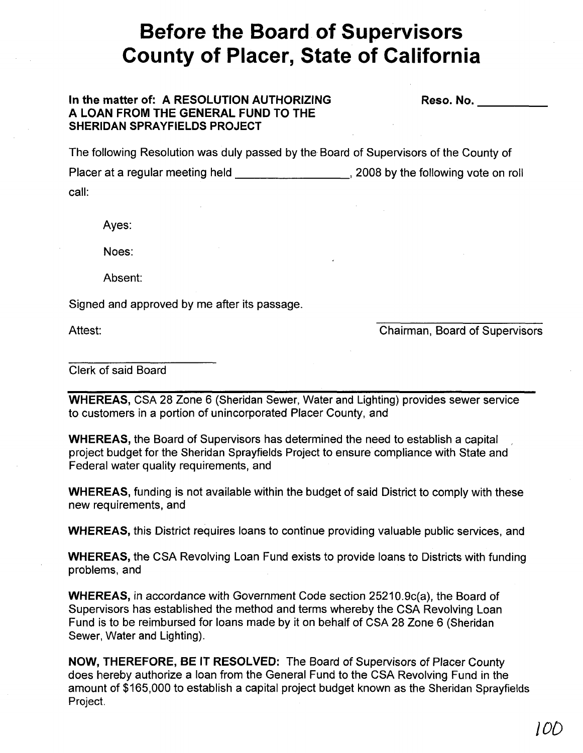# Before the Board of Supervisors County of Placer, State of California

**In the matter of: A RESOLUTION AUTHORIZING A LOAN FROM THE GENERAL FUND TO THE SHERIDAN SPRAYFIELDS PROJECT**

**Reso. No. __________**

The following Resolution was duly passed by the Board of Supervisors of the County of Placer at a regular meeting held _________________, 2008 by the following vote on roll call:

Ayes:

Noes:

Absent:

Signed and approved by me after its passage.

Attest:

_________________________
Chairman, Board of Supervisors

_________________________
Clerk of said Board

---

**WHEREAS,** CSA 28 Zone 6 (Sheridan Sewer, Water and Lighting) provides sewer service to customers in a portion of unincorporated Placer County, and

**WHEREAS,** the Board of Supervisors has determined the need to establish a capital project budget for the Sheridan Sprayfields Project to ensure compliance with State and Federal water quality requirements, and

**WHEREAS,** funding is not available within the budget of said District to comply with these new requirements, and

**WHEREAS,** this District requires loans to continue providing valuable public services, and

**WHEREAS,** the CSA Revolving Loan Fund exists to provide loans to Districts with funding problems, and

**WHEREAS,** in accordance with Government Code section 25210.9c(a), the Board of Supervisors has established the method and terms whereby the CSA Revolving Loan Fund is to be reimbursed for loans made by it on behalf of CSA 28 Zone 6 (Sheridan Sewer, Water and Lighting).

**NOW, THEREFORE, BE IT RESOLVED:** The Board of Supervisors of Placer County does hereby authorize a loan from the General Fund to the CSA Revolving Fund in the amount of $165,000 to establish a capital project budget known as the Sheridan Sprayfields Project.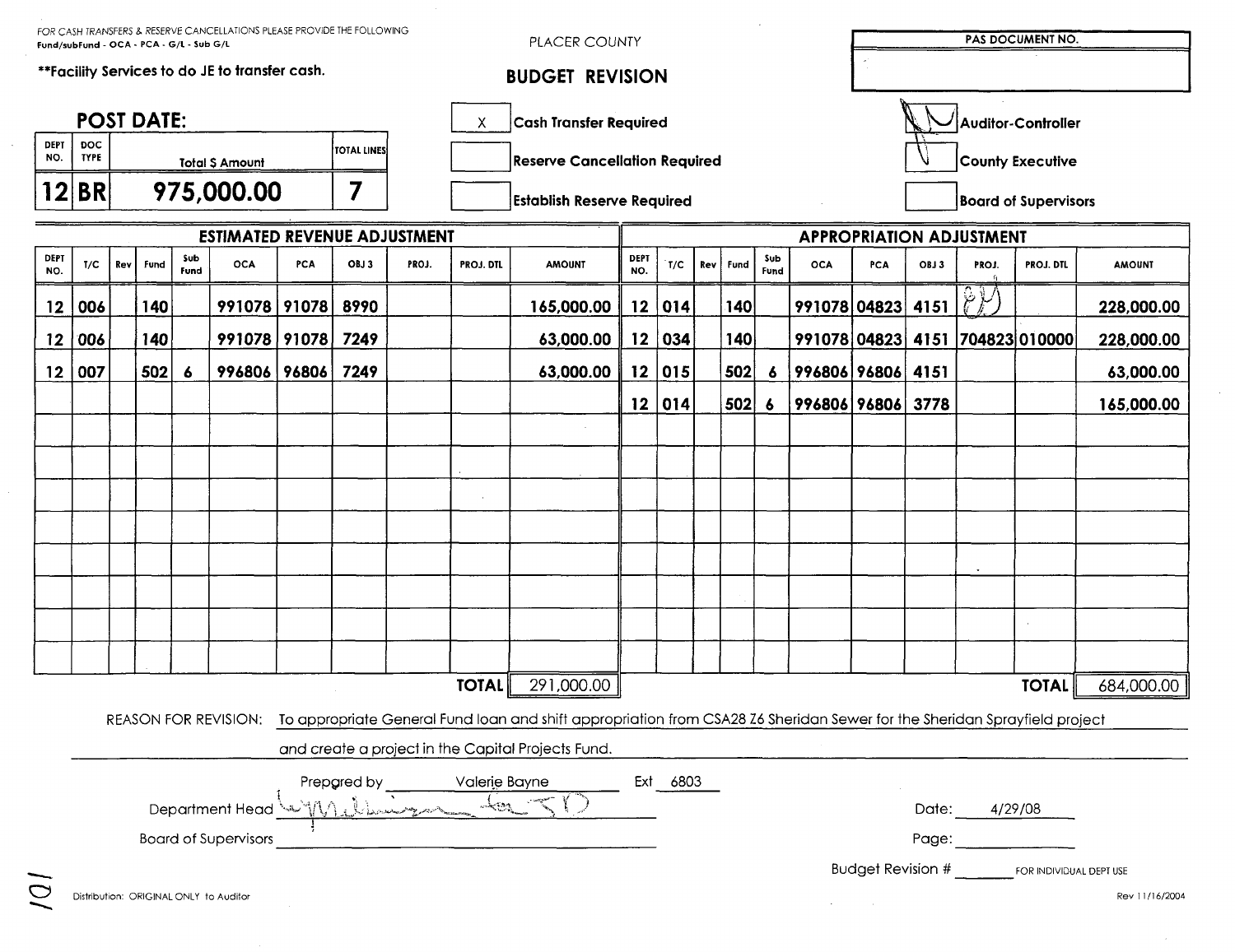FOR CASH TRANSFERS & RESERVE CANCELLATIONS PLEASE PROVIDE THE FOLLOWING
**Fund/subFund - OCA - PCA - G/L - Sub G/L**

****Facility Services to do JE to transfer cash.**

PLACER COUNTY

# BUDGET REVISION

| PAS DOCUMENT NO. |
|---|
| |

## POST DATE:

| DEPT NO. | DOC TYPE | Total $ Amount | TOTAL LINES |
|---|---|---|---|
| 12 | BR | 975,000.00 | 7 |

- [X] Cash Transfer Required
- [ ] Reserve Cancellation Required
- [ ] Establish Reserve Required

- [X] Auditor-Controller
- [ ] County Executive
- [ ] Board of Supervisors

| ESTIMATED REVENUE ADJUSTMENT | | | | | | | | | | | APPROPRIATION ADJUSTMENT | | | | | | | | | | |
|---|---|---|---|---|---|---|---|---|---|---|---|---|---|---|---|---|---|---|---|---|---|
| DEPT NO. | T/C | Rev | Fund | Sub Fund | OCA | PCA | OBJ 3 | PROJ. | PROJ. DTL | AMOUNT | DEPT NO. | T/C | Rev | Fund | Sub Fund | OCA | PCA | OBJ 3 | PROJ. | PROJ. DTL | AMOUNT |
| 12 | 006 | | 140 | | 991078 | 91078 | 8990 | | | 165,000.00 | 12 | 014 | | 140 | | 991078 | 04823 | 4151 | | | 228,000.00 |
| 12 | 006 | | 140 | | 991078 | 91078 | 7249 | | | 63,000.00 | 12 | 034 | | 140 | | 991078 | 04823 | 4151 | 704823 | 010000 | 228,000.00 |
| 12 | 007 | | 502 | 6 | 996806 | 96806 | 7249 | | | 63,000.00 | 12 | 015 | | 502 | 6 | 996806 | 96806 | 4151 | | | 63,000.00 |
| | | | | | | | | | | | 12 | 014 | | 502 | 6 | 996806 | 96806 | 3778 | | | 165,000.00 |
| | | | | | | | | | **TOTAL** | 291,000.00 | | | | | | | | | | **TOTAL** | 684,000.00 |

REASON FOR REVISION: To appropriate General Fund loan and shift appropriation from CSA28 Z6 Sheridan Sewer for the Sheridan Sprayfield project and create a project in the Capital Projects Fund.

Prepared by Valerie Bayne Ext 6803

Department Head [signature] for JD

Date: 4/29/08

Board of Supervisors ______________________

Page: ______

Budget Revision # ______ FOR INDIVIDUAL DEPT USE

Distribution: ORIGINAL ONLY to Auditor

Rev 11/16/2004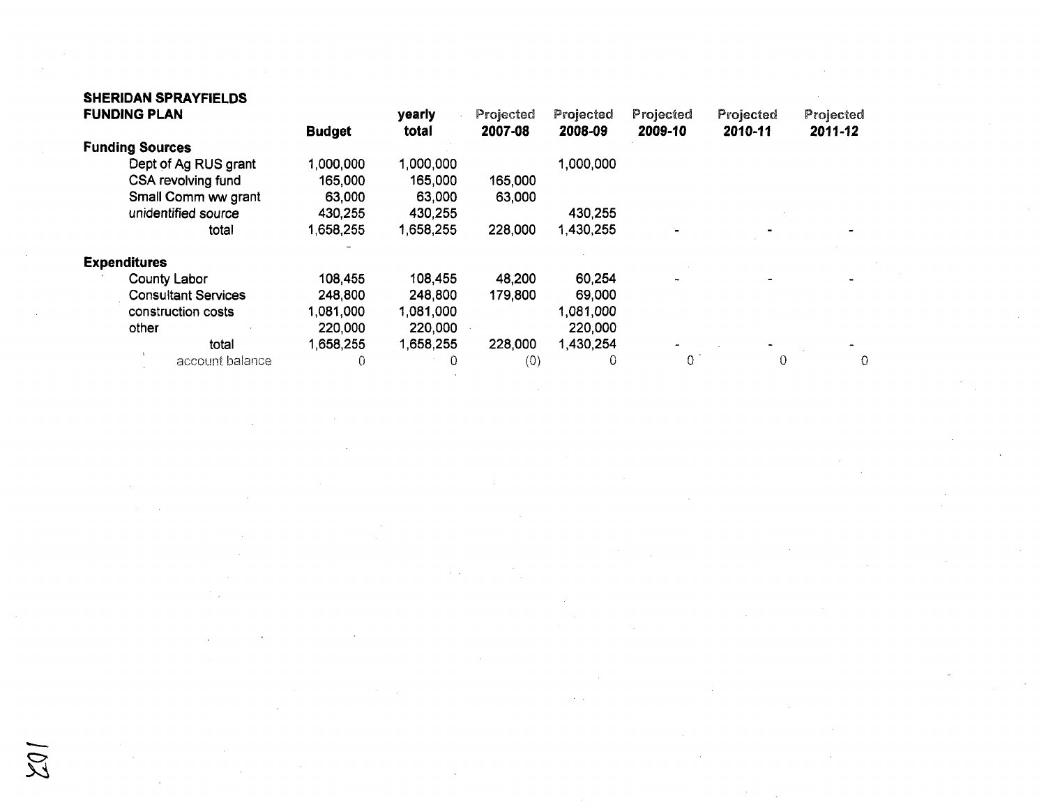**SHERIDAN SPRAYFIELDS**
**FUNDING PLAN**

| | Budget | yearly total | Projected 2007-08 | Projected 2008-09 | Projected 2009-10 | Projected 2010-11 | Projected 2011-12 |
|---|---|---|---|---|---|---|---|
| **Funding Sources** | | | | | | | |
| Dept of Ag RUS grant | 1,000,000 | 1,000,000 | | 1,000,000 | | | |
| CSA revolving fund | 165,000 | 165,000 | 165,000 | | | | |
| Small Comm ww grant | 63,000 | 63,000 | 63,000 | | | | |
| unidentified source | 430,255 | 430,255 | | 430,255 | | | |
| total | 1,658,255 | 1,658,255 | 228,000 | 1,430,255 | - | - | - |
| | - | | | | | | |
| **Expenditures** | | | | | | | |
| County Labor | 108,455 | 108,455 | 48,200 | 60,254 | - | - | - |
| Consultant Services | 248,800 | 248,800 | 179,800 | 69,000 | | | |
| construction costs | 1,081,000 | 1,081,000 | | 1,081,000 | | | |
| other | 220,000 | 220,000 | | 220,000 | | | |
| total | 1,658,255 | 1,658,255 | 228,000 | 1,430,254 | - | - | - |
| account balance | 0 | 0 | (0) | 0 | 0 | 0 | 0 |